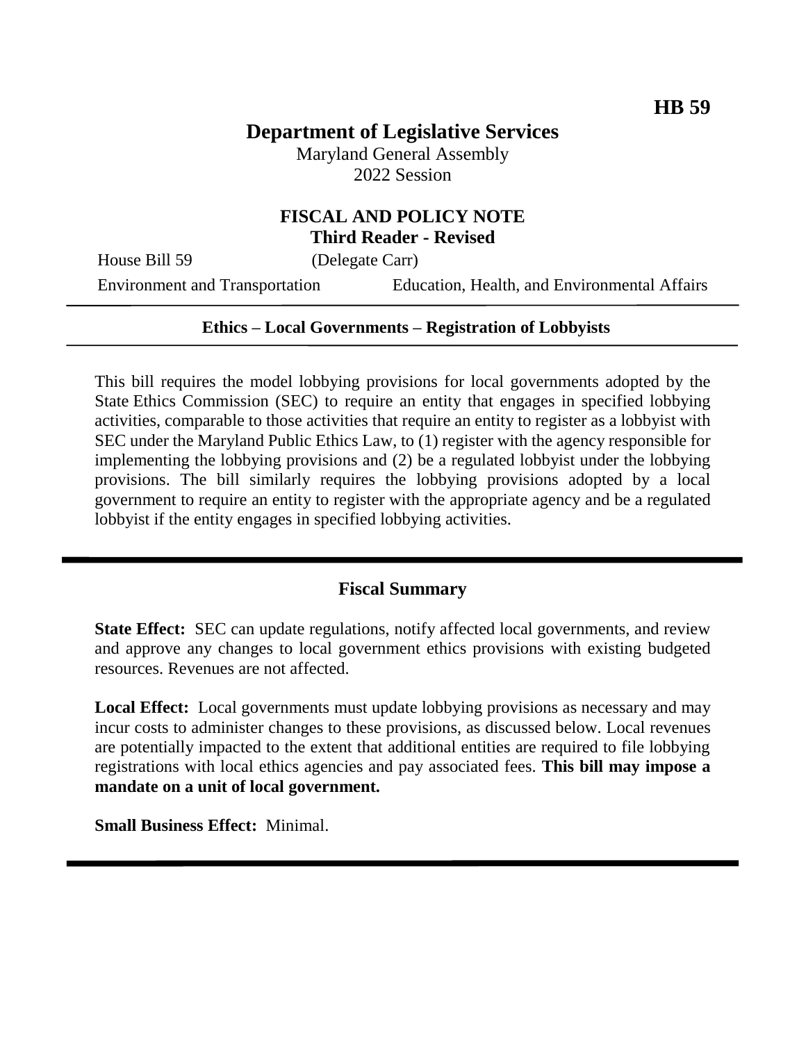**HB 59**

# Department of Legislative Services

Maryland General Assembly
2022 Session

## FISCAL AND POLICY NOTE
### Third Reader - Revised

House Bill 59 (Delegate Carr)

Environment and Transportation Education, Health, and Environmental Affairs

---

**Ethics – Local Governments – Registration of Lobbyists**

---

This bill requires the model lobbying provisions for local governments adopted by the State Ethics Commission (SEC) to require an entity that engages in specified lobbying activities, comparable to those activities that require an entity to register as a lobbyist with SEC under the Maryland Public Ethics Law, to (1) register with the agency responsible for implementing the lobbying provisions and (2) be a regulated lobbyist under the lobbying provisions. The bill similarly requires the lobbying provisions adopted by a local government to require an entity to register with the appropriate agency and be a regulated lobbyist if the entity engages in specified lobbying activities.

---

## Fiscal Summary

**State Effect:** SEC can update regulations, notify affected local governments, and review and approve any changes to local government ethics provisions with existing budgeted resources. Revenues are not affected.

**Local Effect:** Local governments must update lobbying provisions as necessary and may incur costs to administer changes to these provisions, as discussed below. Local revenues are potentially impacted to the extent that additional entities are required to file lobbying registrations with local ethics agencies and pay associated fees. **This bill may impose a mandate on a unit of local government.**

**Small Business Effect:** Minimal.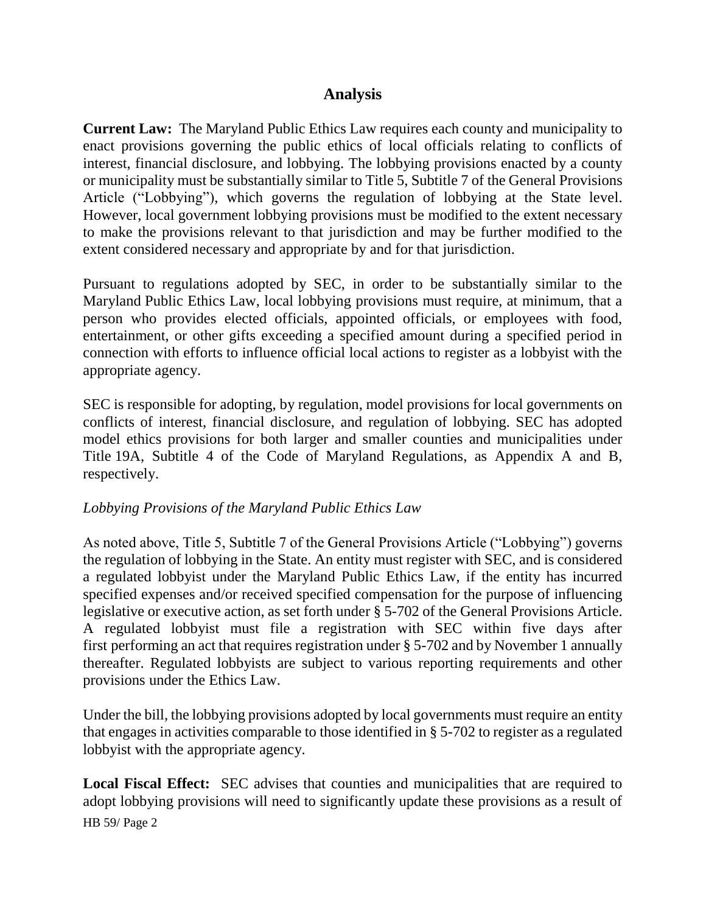## Analysis

**Current Law:** The Maryland Public Ethics Law requires each county and municipality to enact provisions governing the public ethics of local officials relating to conflicts of interest, financial disclosure, and lobbying. The lobbying provisions enacted by a county or municipality must be substantially similar to Title 5, Subtitle 7 of the General Provisions Article ("Lobbying"), which governs the regulation of lobbying at the State level. However, local government lobbying provisions must be modified to the extent necessary to make the provisions relevant to that jurisdiction and may be further modified to the extent considered necessary and appropriate by and for that jurisdiction.

Pursuant to regulations adopted by SEC, in order to be substantially similar to the Maryland Public Ethics Law, local lobbying provisions must require, at minimum, that a person who provides elected officials, appointed officials, or employees with food, entertainment, or other gifts exceeding a specified amount during a specified period in connection with efforts to influence official local actions to register as a lobbyist with the appropriate agency.

SEC is responsible for adopting, by regulation, model provisions for local governments on conflicts of interest, financial disclosure, and regulation of lobbying. SEC has adopted model ethics provisions for both larger and smaller counties and municipalities under Title 19A, Subtitle 4 of the Code of Maryland Regulations, as Appendix A and B, respectively.

*Lobbying Provisions of the Maryland Public Ethics Law*

As noted above, Title 5, Subtitle 7 of the General Provisions Article ("Lobbying") governs the regulation of lobbying in the State. An entity must register with SEC, and is considered a regulated lobbyist under the Maryland Public Ethics Law, if the entity has incurred specified expenses and/or received specified compensation for the purpose of influencing legislative or executive action, as set forth under § 5-702 of the General Provisions Article. A regulated lobbyist must file a registration with SEC within five days after first performing an act that requires registration under § 5-702 and by November 1 annually thereafter. Regulated lobbyists are subject to various reporting requirements and other provisions under the Ethics Law.

Under the bill, the lobbying provisions adopted by local governments must require an entity that engages in activities comparable to those identified in § 5-702 to register as a regulated lobbyist with the appropriate agency.

**Local Fiscal Effect:** SEC advises that counties and municipalities that are required to adopt lobbying provisions will need to significantly update these provisions as a result of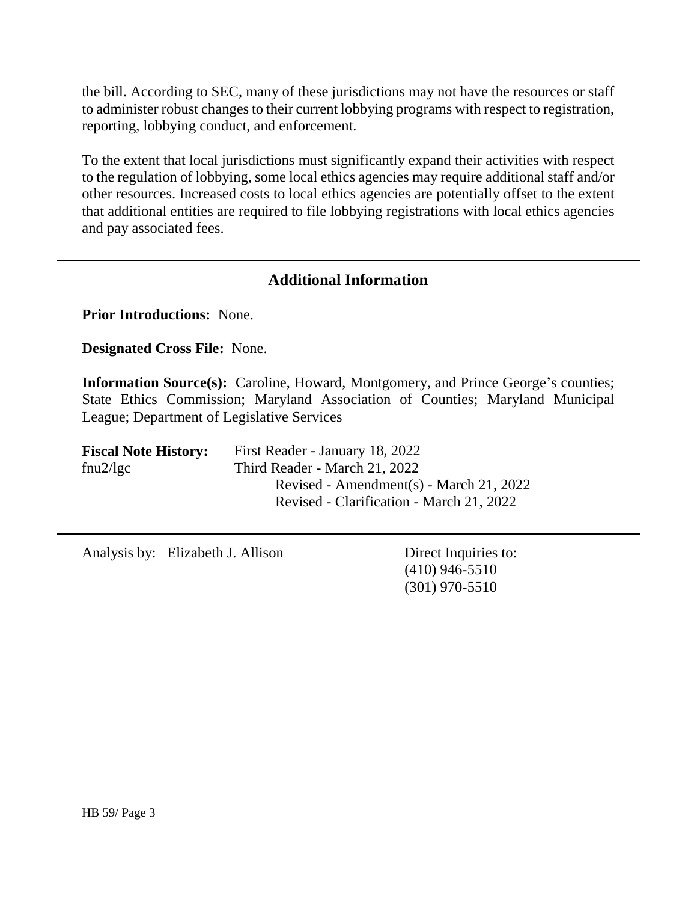the bill. According to SEC, many of these jurisdictions may not have the resources or staff to administer robust changes to their current lobbying programs with respect to registration, reporting, lobbying conduct, and enforcement.

To the extent that local jurisdictions must significantly expand their activities with respect to the regulation of lobbying, some local ethics agencies may require additional staff and/or other resources. Increased costs to local ethics agencies are potentially offset to the extent that additional entities are required to file lobbying registrations with local ethics agencies and pay associated fees.

## Additional Information

**Prior Introductions:** None.

**Designated Cross File:** None.

**Information Source(s):** Caroline, Howard, Montgomery, and Prince George's counties; State Ethics Commission; Maryland Association of Counties; Maryland Municipal League; Department of Legislative Services

| | |
|---|---|
| **Fiscal Note History:** | First Reader - January 18, 2022 |
| fnu2/lgc | Third Reader - March 21, 2022 |
| | Revised - Amendment(s) - March 21, 2022 |
| | Revised - Clarification - March 21, 2022 |

Analysis by: Elizabeth J. Allison

Direct Inquiries to:
(410) 946-5510
(301) 970-5510